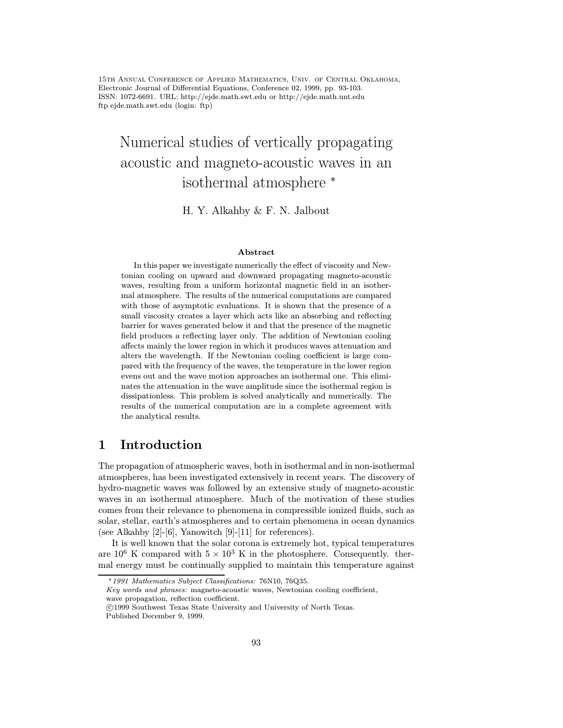# Numerical studies of vertically propagating acoustic and magneto-acoustic waves in an isothermal atmosphere *

H. Y. Alkahby & F. N. Jalbout

### Abstract

In this paper we investigate numerically the effect of viscosity and Newtonian cooling on upward and downward propagating magneto-acoustic waves, resulting from a uniform horizontal magnetic field in an isothermal atmosphere. The results of the numerical computations are compared with those of asymptotic evaluations. It is shown that the presence of a small viscosity creates a layer which acts like an absorbing and reflecting barrier for waves generated below it and that the presence of the magnetic field produces a reflecting layer only. The addition of Newtonian cooling affects mainly the lower region in which it produces waves attenuation and alters the wavelength. If the Newtonian cooling coefficient is large compared with the frequency of the waves, the temperature in the lower region evens out and the wave motion approaches an isothermal one. This eliminates the attenuation in the wave amplitude since the isothermal region is dissipationless. This problem is solved analytically and numerically. The results of the numerical computation are in a complete agreement with the analytical results.

## 1 Introduction

The propagation of atmospheric waves, both in isothermal and in non-isothermal atmospheres, has been investigated extensively in recent years. The discovery of hydro-magnetic waves was followed by an extensive study of magneto-acoustic waves in an isothermal atmosphere. Much of the motivation of these studies comes from their relevance to phenomena in compressible ionized fluids, such as solar, stellar, earth's atmospheres and to certain phenomena in ocean dynamics (see Alkahby [2]-[6], Yanowitch [9]-[11] for references).

It is well known that the solar corona is extremely hot, typical temperatures are $10^6$ K compared with $5 \times 10^3$ K in the photosphere. Consequently. thermal energy must be continually supplied to maintain this temperature against

---

* *1991 Mathematics Subject Classifications:* 76N10, 76Q35.
*Key words and phrases:* magneto-acoustic waves, Newtonian cooling coefficient, wave propagation, reflection coefficient.
©1999 Southwest Texas State University and University of North Texas.
Published December 9, 1999.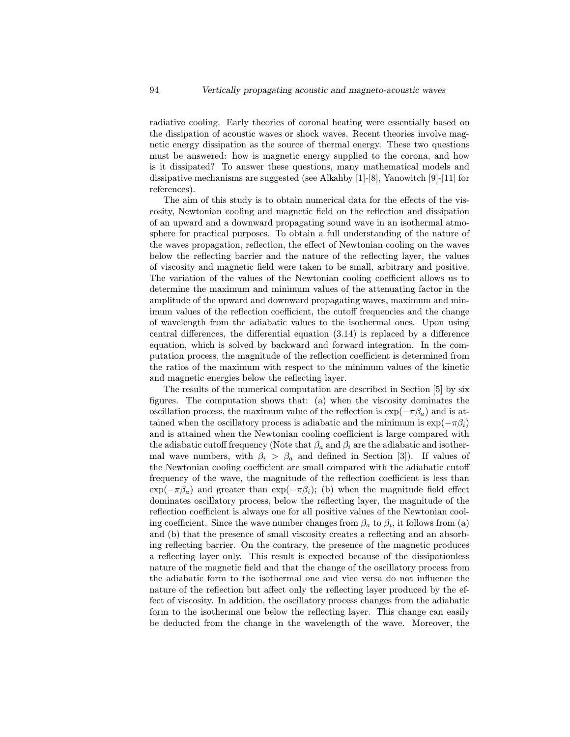radiative cooling. Early theories of coronal heating were essentially based on the dissipation of acoustic waves or shock waves. Recent theories involve magnetic energy dissipation as the source of thermal energy. These two questions must be answered: how is magnetic energy supplied to the corona, and how is it dissipated? To answer these questions, many mathematical models and dissipative mechanisms are suggested (see Alkahby [1]-[8], Yanowitch [9]-[11] for references).

The aim of this study is to obtain numerical data for the effects of the viscosity, Newtonian cooling and magnetic field on the reflection and dissipation of an upward and a downward propagating sound wave in an isothermal atmosphere for practical purposes. To obtain a full understanding of the nature of the waves propagation, reflection, the effect of Newtonian cooling on the waves below the reflecting barrier and the nature of the reflecting layer, the values of viscosity and magnetic field were taken to be small, arbitrary and positive. The variation of the values of the Newtonian cooling coefficient allows us to determine the maximum and minimum values of the attenuating factor in the amplitude of the upward and downward propagating waves, maximum and minimum values of the reflection coefficient, the cutoff frequencies and the change of wavelength from the adiabatic values to the isothermal ones. Upon using central differences, the differential equation (3.14) is replaced by a difference equation, which is solved by backward and forward integration. In the computation process, the magnitude of the reflection coefficient is determined from the ratios of the maximum with respect to the minimum values of the kinetic and magnetic energies below the reflecting layer.

The results of the numerical computation are described in Section [5] by six figures. The computation shows that: (a) when the viscosity dominates the oscillation process, the maximum value of the reflection is $\exp(-\pi\beta_a)$ and is attained when the oscillatory process is adiabatic and the minimum is $\exp(-\pi\beta_i)$ and is attained when the Newtonian cooling coefficient is large compared with the adiabatic cutoff frequency (Note that $\beta_a$ and $\beta_i$ are the adiabatic and isothermal wave numbers, with $\beta_i > \beta_a$ and defined in Section [3]). If values of the Newtonian cooling coefficient are small compared with the adiabatic cutoff frequency of the wave, the magnitude of the reflection coefficient is less than $\exp(-\pi\beta_a)$ and greater than $\exp(-\pi\beta_i)$; (b) when the magnitude field effect dominates oscillatory process, below the reflecting layer, the magnitude of the reflection coefficient is always one for all positive values of the Newtonian cooling coefficient. Since the wave number changes from $\beta_a$ to $\beta_i$, it follows from (a) and (b) that the presence of small viscosity creates a reflecting and an absorbing reflecting barrier. On the contrary, the presence of the magnetic produces a reflecting layer only. This result is expected because of the dissipationless nature of the magnetic field and that the change of the oscillatory process from the adiabatic form to the isothermal one and vice versa do not influence the nature of the reflection but affect only the reflecting layer produced by the effect of viscosity. In addition, the oscillatory process changes from the adiabatic form to the isothermal one below the reflecting layer. This change can easily be deducted from the change in the wavelength of the wave. Moreover, the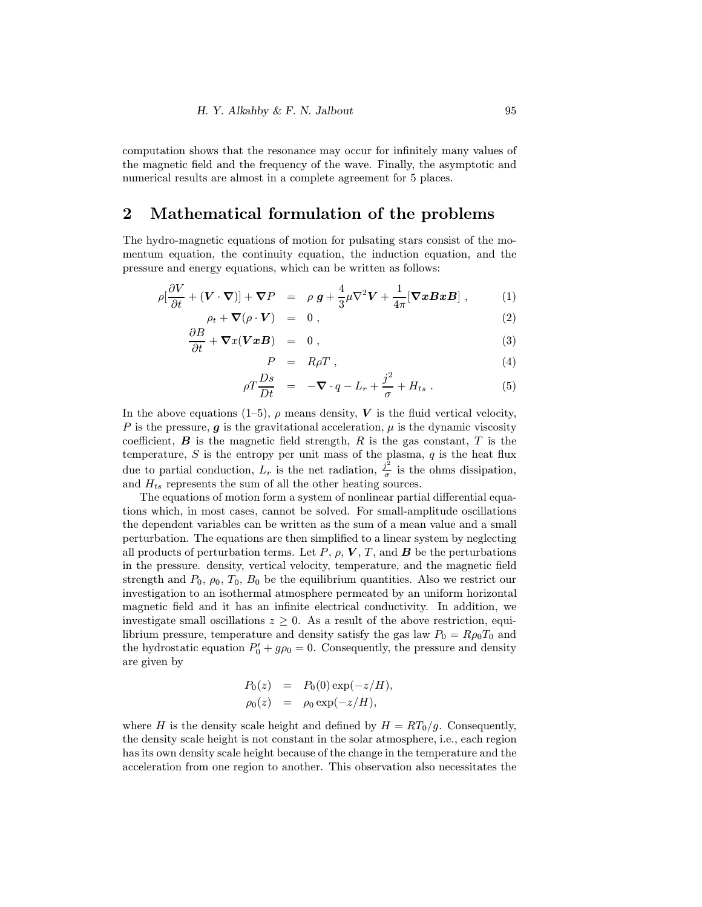computation shows that the resonance may occur for infinitely many values of the magnetic field and the frequency of the wave. Finally, the asymptotic and numerical results are almost in a complete agreement for 5 places.

## 2 Mathematical formulation of the problems

The hydro-magnetic equations of motion for pulsating stars consist of the momentum equation, the continuity equation, the induction equation, and the pressure and energy equations, which can be written as follows:

$$\rho[\frac{\partial V}{\partial t} + (\boldsymbol{V} \cdot \boldsymbol{\nabla})] + \boldsymbol{\nabla} P = \rho\, \boldsymbol{g} + \frac{4}{3}\mu \nabla^2 \boldsymbol{V} + \frac{1}{4\pi}[\boldsymbol{\nabla x B x B}] \,, \tag{1}$$

$$\rho_t + \boldsymbol{\nabla}(\rho \cdot \boldsymbol{V}) = 0 \,, \tag{2}$$

$$\frac{\partial B}{\partial t} + \boldsymbol{\nabla} x(\boldsymbol{V x B}) = 0 \,, \tag{3}$$

$$P = R\rho T \,, \tag{4}$$

$$\rho T \frac{Ds}{Dt} = -\boldsymbol{\nabla} \cdot q - L_r + \frac{j^2}{\sigma} + H_{ts} \,. \tag{5}$$

In the above equations (1–5), $\rho$ means density, $\boldsymbol{V}$ is the fluid vertical velocity, $P$ is the pressure, $\boldsymbol{g}$ is the gravitational acceleration, $\mu$ is the dynamic viscosity coefficient, $\boldsymbol{B}$ is the magnetic field strength, $R$ is the gas constant, $T$ is the temperature, $S$ is the entropy per unit mass of the plasma, $q$ is the heat flux due to partial conduction, $L_r$ is the net radiation, $\frac{j^2}{\sigma}$ is the ohms dissipation, and $H_{ts}$ represents the sum of all the other heating sources.

The equations of motion form a system of nonlinear partial differential equations which, in most cases, cannot be solved. For small-amplitude oscillations the dependent variables can be written as the sum of a mean value and a small perturbation. The equations are then simplified to a linear system by neglecting all products of perturbation terms. Let $P$, $\rho$, $\boldsymbol{V}$, $T$, and $\boldsymbol{B}$ be the perturbations in the pressure. density, vertical velocity, temperature, and the magnetic field strength and $P_0$, $\rho_0$, $T_0$, $B_0$ be the equilibrium quantities. Also we restrict our investigation to an isothermal atmosphere permeated by an uniform horizontal magnetic field and it has an infinite electrical conductivity. In addition, we investigate small oscillations $z \geq 0$. As a result of the above restriction, equilibrium pressure, temperature and density satisfy the gas law $P_0 = R\rho_0 T_0$ and the hydrostatic equation $P_0' + g\rho_0 = 0$. Consequently, the pressure and density are given by

$$P_0(z) = P_0(0)\exp(-z/H),$$
$$\rho_0(z) = \rho_0 \exp(-z/H),$$

where $H$ is the density scale height and defined by $H = RT_0/g$. Consequently, the density scale height is not constant in the solar atmosphere, i.e., each region has its own density scale height because of the change in the temperature and the acceleration from one region to another. This observation also necessitates the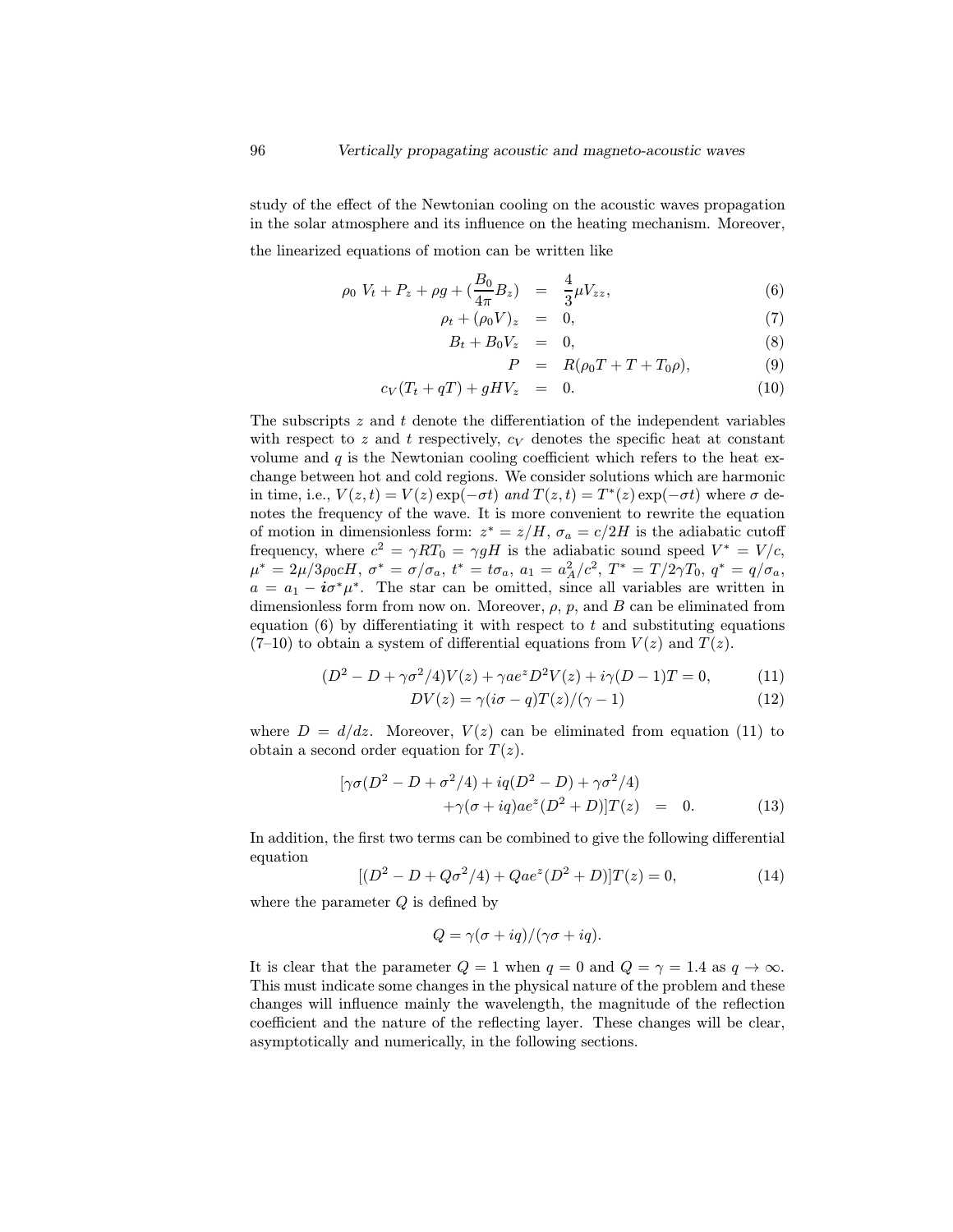study of the effect of the Newtonian cooling on the acoustic waves propagation in the solar atmosphere and its influence on the heating mechanism. Moreover, the linearized equations of motion can be written like

$$\begin{aligned}
\rho_0 \ V_t + P_z + \rho g + (\frac{B_0}{4\pi} B_z) &= \frac{4}{3}\mu V_{zz}, & (6)\\
\rho_t + (\rho_0 V)_z &= 0, & (7)\\
B_t + B_0 V_z &= 0, & (8)\\
P &= R(\rho_0 T + T + T_0 \rho), & (9)\\
c_V(T_t + qT) + gHV_z &= 0. & (10)
\end{aligned}$$

The subscripts $z$ and $t$ denote the differentiation of the independent variables with respect to $z$ and $t$ respectively, $c_V$ denotes the specific heat at constant volume and $q$ is the Newtonian cooling coefficient which refers to the heat exchange between hot and cold regions. We consider solutions which are harmonic in time, i.e., $V(z,t) = V(z)\exp(-\sigma t)$ *and* $T(z,t) = T^*(z)\exp(-\sigma t)$ where $\sigma$ denotes the frequency of the wave. It is more convenient to rewrite the equation of motion in dimensionless form: $z^* = z/H$, $\sigma_a = c/2H$ is the adiabatic cutoff frequency, where $c^2 = \gamma R T_0 = \gamma g H$ is the adiabatic sound speed $V^* = V/c$, $\mu^* = 2\mu/3\rho_0 cH$, $\sigma^* = \sigma/\sigma_a$, $t^* = t\sigma_a$, $a_1 = a_A^2/c^2$, $T^* = T/2\gamma T_0$, $q^* = q/\sigma_a$, $a = a_1 - \boldsymbol{i}\sigma^*\mu^*$. The star can be omitted, since all variables are written in dimensionless form from now on. Moreover, $\rho$, $p$, and $B$ can be eliminated from equation (6) by differentiating it with respect to $t$ and substituting equations (7–10) to obtain a system of differential equations from $V(z)$ and $T(z)$.

$$(D^2 - D + \gamma\sigma^2/4)V(z) + \gamma a e^z D^2 V(z) + i\gamma(D-1)T = 0, \qquad (11)$$

$$DV(z) = \gamma(i\sigma - q)T(z)/(\gamma - 1) \qquad (12)$$

where $D = d/dz$. Moreover, $V(z)$ can be eliminated from equation (11) to obtain a second order equation for $T(z)$.

$$\begin{aligned}
[\gamma\sigma(D^2 - D + \sigma^2/4) + iq(D^2 - D) + \gamma\sigma^2/4)& \\
+\gamma(\sigma + iq)ae^z(D^2 + D)]T(z) &= 0. \qquad (13)
\end{aligned}$$

In addition, the first two terms can be combined to give the following differential equation

$$[(D^2 - D + Q\sigma^2/4) + Qae^z(D^2 + D)]T(z) = 0, \qquad (14)$$

where the parameter $Q$ is defined by

$$Q = \gamma(\sigma + iq)/(\gamma\sigma + iq).$$

It is clear that the parameter $Q = 1$ when $q = 0$ and $Q = \gamma = 1.4$ as $q \to \infty$. This must indicate some changes in the physical nature of the problem and these changes will influence mainly the wavelength, the magnitude of the reflection coefficient and the nature of the reflecting layer. These changes will be clear, asymptotically and numerically, in the following sections.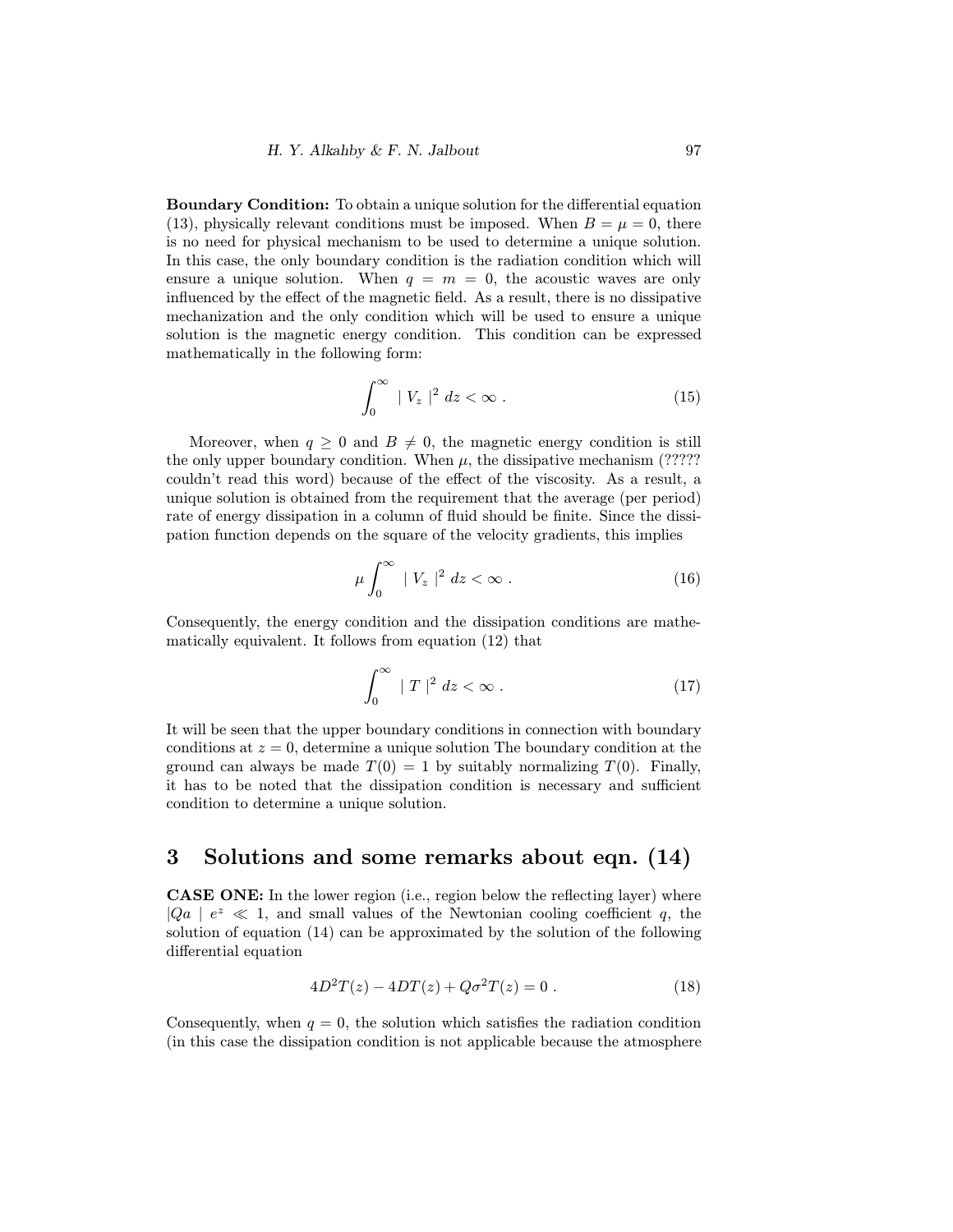**Boundary Condition:** To obtain a unique solution for the differential equation (13), physically relevant conditions must be imposed. When $B = \mu = 0$, there is no need for physical mechanism to be used to determine a unique solution. In this case, the only boundary condition is the radiation condition which will ensure a unique solution. When $q = m = 0$, the acoustic waves are only influenced by the effect of the magnetic field. As a result, there is no dissipative mechanization and the only condition which will be used to ensure a unique solution is the magnetic energy condition. This condition can be expressed mathematically in the following form:

$$\int_0^\infty \mid V_z \mid^2 \, dz < \infty \; . \tag{15}$$

Moreover, when $q \geq 0$ and $B \neq 0$, the magnetic energy condition is still the only upper boundary condition. When $\mu$, the dissipative mechanism (????? couldn't read this word) because of the effect of the viscosity. As a result, a unique solution is obtained from the requirement that the average (per period) rate of energy dissipation in a column of fluid should be finite. Since the dissipation function depends on the square of the velocity gradients, this implies

$$\mu \int_0^\infty \mid V_z \mid^2 \, dz < \infty \; . \tag{16}$$

Consequently, the energy condition and the dissipation conditions are mathematically equivalent. It follows from equation (12) that

$$\int_0^\infty \mid T \mid^2 \, dz < \infty \; . \tag{17}$$

It will be seen that the upper boundary conditions in connection with boundary conditions at $z = 0$, determine a unique solution The boundary condition at the ground can always be made $T(0) = 1$ by suitably normalizing $T(0)$. Finally, it has to be noted that the dissipation condition is necessary and sufficient condition to determine a unique solution.

## 3 Solutions and some remarks about eqn. (14)

**CASE ONE:** In the lower region (i.e., region below the reflecting layer) where $|Qa \mid e^z \ll 1$, and small values of the Newtonian cooling coefficient $q$, the solution of equation (14) can be approximated by the solution of the following differential equation

$$4D^2T(z) - 4DT(z) + Q\sigma^2 T(z) = 0 \; . \tag{18}$$

Consequently, when $q = 0$, the solution which satisfies the radiation condition (in this case the dissipation condition is not applicable because the atmosphere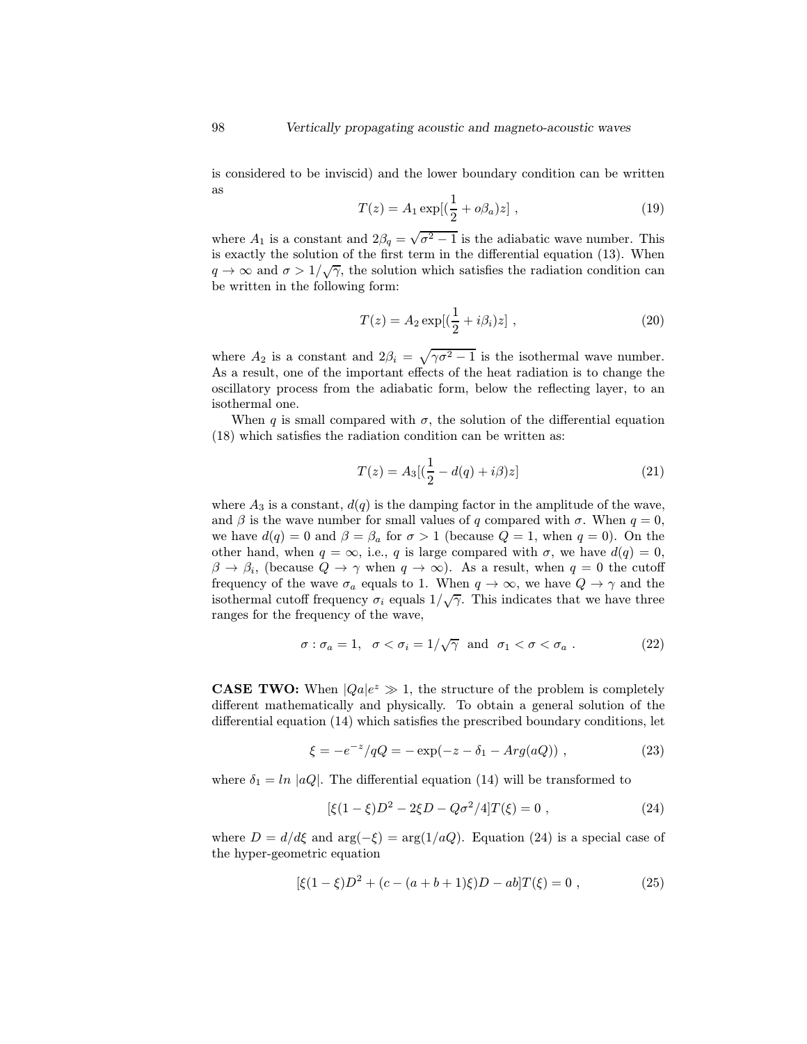is considered to be inviscid) and the lower boundary condition can be written as

$$T(z) = A_1 \exp[(\frac{1}{2} + o\beta_a)z] \ , \tag{19}$$

where $A_1$ is a constant and $2\beta_q = \sqrt{\sigma^2 - 1}$ is the adiabatic wave number. This is exactly the solution of the first term in the differential equation (13). When $q \to \infty$ and $\sigma > 1/\sqrt{\gamma}$, the solution which satisfies the radiation condition can be written in the following form:

$$T(z) = A_2 \exp[(\frac{1}{2} + i\beta_i)z] \ , \tag{20}$$

where $A_2$ is a constant and $2\beta_i = \sqrt{\gamma\sigma^2 - 1}$ is the isothermal wave number. As a result, one of the important effects of the heat radiation is to change the oscillatory process from the adiabatic form, below the reflecting layer, to an isothermal one.

When $q$ is small compared with $\sigma$, the solution of the differential equation (18) which satisfies the radiation condition can be written as:

$$T(z) = A_3[(\frac{1}{2} - d(q) + i\beta)z] \tag{21}$$

where $A_3$ is a constant, $d(q)$ is the damping factor in the amplitude of the wave, and $\beta$ is the wave number for small values of $q$ compared with $\sigma$. When $q = 0$, we have $d(q) = 0$ and $\beta = \beta_a$ for $\sigma > 1$ (because $Q = 1$, when $q = 0$). On the other hand, when $q = \infty$, i.e., $q$ is large compared with $\sigma$, we have $d(q) = 0$, $\beta \to \beta_i$, (because $Q \to \gamma$ when $q \to \infty$). As a result, when $q = 0$ the cutoff frequency of the wave $\sigma_a$ equals to 1. When $q \to \infty$, we have $Q \to \gamma$ and the isothermal cutoff frequency $\sigma_i$ equals $1/\sqrt{\gamma}$. This indicates that we have three ranges for the frequency of the wave,

$$\sigma : \sigma_a = 1, \quad \sigma < \sigma_i = 1/\sqrt{\gamma} \ \text{ and } \ \sigma_1 < \sigma < \sigma_a \ . \tag{22}$$

**CASE TWO:** When $|Qa|e^z \gg 1$, the structure of the problem is completely different mathematically and physically. To obtain a general solution of the differential equation (14) which satisfies the prescribed boundary conditions, let

$$\xi = -e^{-z}/qQ = -\exp(-z - \delta_1 - Arg(aQ)) \ , \tag{23}$$

where $\delta_1 = ln\ |aQ|$. The differential equation (14) will be transformed to

$$[\xi(1-\xi)D^2 - 2\xi D - Q\sigma^2/4]T(\xi) = 0 \ , \tag{24}$$

where $D = d/d\xi$ and $\arg(-\xi) = \arg(1/aQ)$. Equation (24) is a special case of the hyper-geometric equation

$$[\xi(1-\xi)D^2 + (c - (a+b+1)\xi)D - ab]T(\xi) = 0 \ , \tag{25}$$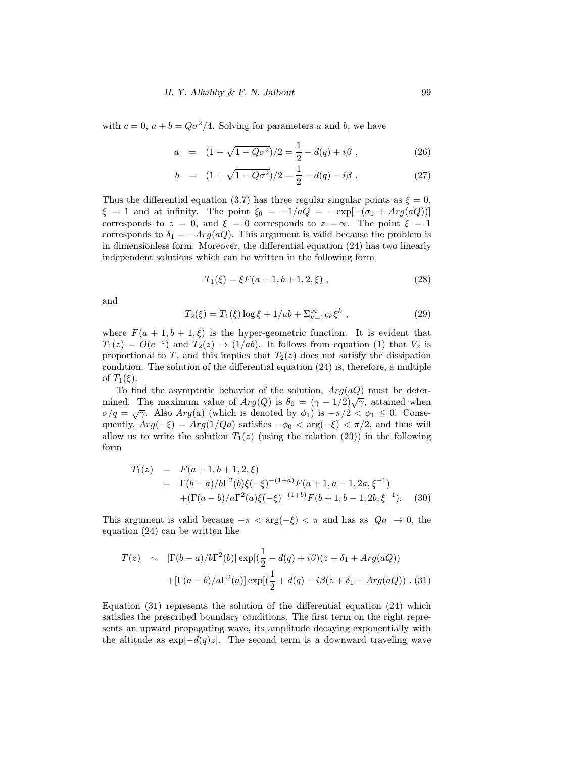with $c = 0$, $a + b = Q\sigma^2/4$. Solving for parameters $a$ and $b$, we have

$$a = (1 + \sqrt{1 - Q\sigma^2})/2 = \frac{1}{2} - d(q) + i\beta \ , \tag{26}$$

$$b = (1 + \sqrt{1 - Q\sigma^2})/2 = \frac{1}{2} - d(q) - i\beta \ . \tag{27}$$

Thus the differential equation (3.7) has three regular singular points as $\xi = 0$, $\xi = 1$ and at infinity. The point $\xi_0 = -1/aQ = -\exp[-(\sigma_1 + Arg(aQ))]$ corresponds to $z = 0$, and $\xi = 0$ corresponds to $z = \propto$. The point $\xi = 1$ corresponds to $\delta_1 = -Arg(aQ)$. This argument is valid because the problem is in dimensionless form. Moreover, the differential equation (24) has two linearly independent solutions which can be written in the following form

$$T_1(\xi) = \xi F(a + 1, b + 1, 2, \xi) \ , \tag{28}$$

and

$$T_2(\xi) = T_1(\xi) \log \xi + 1/ab + \Sigma_{k=1}^{\infty} c_k \xi^k \ , \tag{29}$$

where $F(a + 1, b + 1, \xi)$ is the hyper-geometric function. It is evident that $T_1(z) = O(e^{-z})$ and $T_2(z) \to (1/ab)$. It follows from equation (1) that $V_z$ is proportional to $T$, and this implies that $T_2(z)$ does not satisfy the dissipation condition. The solution of the differential equation (24) is, therefore, a multiple of $T_1(\xi)$.

To find the asymptotic behavior of the solution, $Arg(aQ)$ must be determined. The maximum value of $Arg(Q)$ is $\theta_0 = (\gamma - 1/2)\sqrt{\gamma}$, attained when $\sigma/q = \sqrt{\gamma}$. Also $Arg(a)$ (which is denoted by $\phi_1$) is $-\pi/2 < \phi_1 \leq 0$. Consequently, $Arg(-\xi) = Arg(1/Qa)$ satisfies $-\phi_0 < \arg(-\xi) < \pi/2$, and thus will allow us to write the solution $T_1(z)$ (using the relation (23)) in the following form

$$\begin{aligned} T_1(z) &= F(a + 1, b + 1, 2, \xi) \\ &= \Gamma(b - a)/b\Gamma^2(b)\xi(-\xi)^{-(1+a)}F(a + 1, a - 1, 2a, \xi^{-1}) \\ &\quad + (\Gamma(a - b)/a\Gamma^2(a)\xi(-\xi)^{-(1+b)}F(b + 1, b - 1, 2b, \xi^{-1}). \end{aligned} \tag{30}$$

This argument is valid because $-\pi < \arg(-\xi) < \pi$ and has as $|Qa| \to 0$, the equation (24) can be written like

$$\begin{aligned} T(z) &\sim [\Gamma(b - a)/b\Gamma^2(b)] \exp[(\frac{1}{2} - d(q) + i\beta)(z + \delta_1 + Arg(aQ)) \\ &\quad + [\Gamma(a - b)/a\Gamma^2(a)] \exp[(\frac{1}{2} + d(q) - i\beta(z + \delta_1 + Arg(aQ)) \ . \end{aligned} \tag{31}$$

Equation (31) represents the solution of the differential equation (24) which satisfies the prescribed boundary conditions. The first term on the right represents an upward propagating wave, its amplitude decaying exponentially with the altitude as $\exp[-d(q)z]$. The second term is a downward traveling wave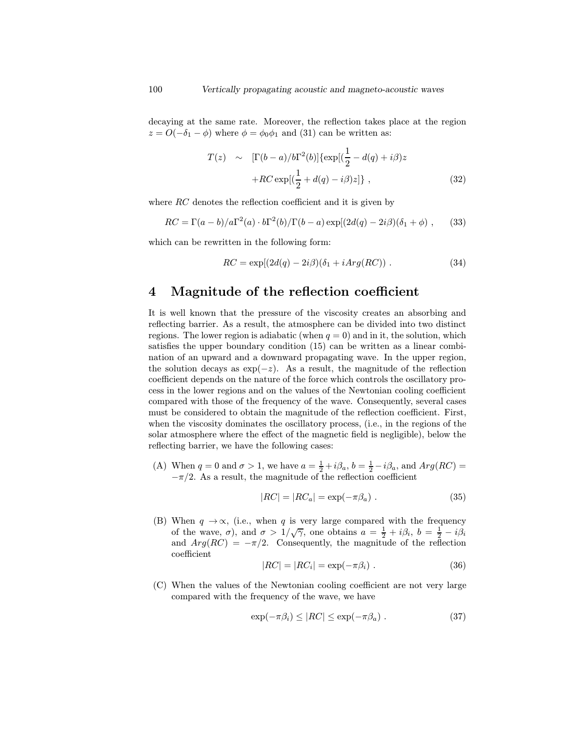decaying at the same rate. Moreover, the reflection takes place at the region $z = O(-\delta_1 - \phi)$ where $\phi = \phi_0\phi_1$ and (31) can be written as:

$$T(z) \sim [\Gamma(b-a)/b\Gamma^2(b)]\{\exp[(\frac{1}{2} - d(q) + i\beta)z + RC\exp[(\frac{1}{2} + d(q) - i\beta)z]\} \ , \quad (32)$$

where $RC$ denotes the reflection coefficient and it is given by

$$RC = \Gamma(a-b)/a\Gamma^2(a) \cdot b\Gamma^2(b)/\Gamma(b-a)\exp[(2d(q) - 2i\beta)(\delta_1 + \phi) \ , \quad (33)$$

which can be rewritten in the following form:

$$RC = \exp[(2d(q) - 2i\beta)(\delta_1 + iArg(RC)) \ . \quad (34)$$

# 4 Magnitude of the reflection coefficient

It is well known that the pressure of the viscosity creates an absorbing and reflecting barrier. As a result, the atmosphere can be divided into two distinct regions. The lower region is adiabatic (when $q = 0$) and in it, the solution, which satisfies the upper boundary condition (15) can be written as a linear combination of an upward and a downward propagating wave. In the upper region, the solution decays as $\exp(-z)$. As a result, the magnitude of the reflection coefficient depends on the nature of the force which controls the oscillatory process in the lower regions and on the values of the Newtonian cooling coefficient compared with those of the frequency of the wave. Consequently, several cases must be considered to obtain the magnitude of the reflection coefficient. First, when the viscosity dominates the oscillatory process, (i.e., in the regions of the solar atmosphere where the effect of the magnetic field is negligible), below the reflecting barrier, we have the following cases:

(A) When $q = 0$ and $\sigma > 1$, we have $a = \frac{1}{2} + i\beta_a$, $b = \frac{1}{2} - i\beta_a$, and $Arg(RC) = -\pi/2$. As a result, the magnitude of the reflection coefficient

$$|RC| = |RC_a| = \exp(-\pi\beta_a) \ . \quad (35)$$

(B) When $q \rightarrow \propto$, (i.e., when $q$ is very large compared with the frequency of the wave, $\sigma$), and $\sigma > 1/\sqrt{\gamma}$, one obtains $a = \frac{1}{2} + i\beta_i$, $b = \frac{1}{2} - i\beta_i$ and $Arg(RC) = -\pi/2$. Consequently, the magnitude of the reflection coefficient

$$|RC| = |RC_i| = \exp(-\pi\beta_i) \ . \quad (36)$$

(C) When the values of the Newtonian cooling coefficient are not very large compared with the frequency of the wave, we have

$$\exp(-\pi\beta_i) \leq |RC| \leq \exp(-\pi\beta_a) \ . \quad (37)$$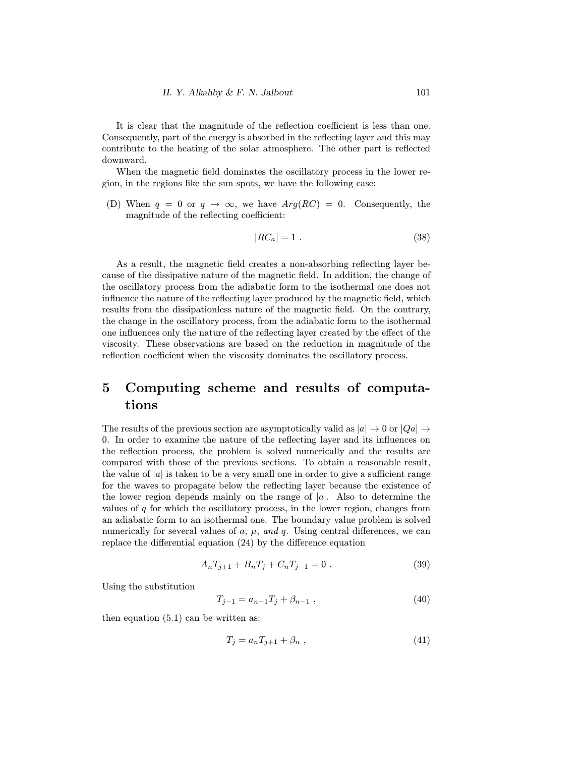It is clear that the magnitude of the reflection coefficient is less than one. Consequently, part of the energy is absorbed in the reflecting layer and this may contribute to the heating of the solar atmosphere. The other part is reflected downward.

When the magnetic field dominates the oscillatory process in the lower region, in the regions like the sun spots, we have the following case:

(D) When $q = 0$ or $q \to \infty$, we have $Arg(RC) = 0$. Consequently, the magnitude of the reflecting coefficient:

$$|RC_a| = 1 \ . \tag{38}$$

As a result, the magnetic field creates a non-absorbing reflecting layer because of the dissipative nature of the magnetic field. In addition, the change of the oscillatory process from the adiabatic form to the isothermal one does not influence the nature of the reflecting layer produced by the magnetic field, which results from the dissipationless nature of the magnetic field. On the contrary, the change in the oscillatory process, from the adiabatic form to the isothermal one influences only the nature of the reflecting layer created by the effect of the viscosity. These observations are based on the reduction in magnitude of the reflection coefficient when the viscosity dominates the oscillatory process.

# 5 Computing scheme and results of computations

The results of the previous section are asymptotically valid as $|a| \to 0$ or $|Qa| \to 0$. In order to examine the nature of the reflecting layer and its influences on the reflection process, the problem is solved numerically and the results are compared with those of the previous sections. To obtain a reasonable result, the value of $|a|$ is taken to be a very small one in order to give a sufficient range for the waves to propagate below the reflecting layer because the existence of the lower region depends mainly on the range of $|a|$. Also to determine the values of $q$ for which the oscillatory process, in the lower region, changes from an adiabatic form to an isothermal one. The boundary value problem is solved numerically for several values of $a$, $\mu$, *and* $q$. Using central differences, we can replace the differential equation (24) by the difference equation

$$A_n T_{j+1} + B_n T_j + C_n T_{j-1} = 0 \ . \tag{39}$$

Using the substitution

$$T_{j-1} = a_{n-1} T_j + \beta_{n-1} \ , \tag{40}$$

then equation (5.1) can be written as:

$$T_j = a_n T_{j+1} + \beta_n \ , \tag{41}$$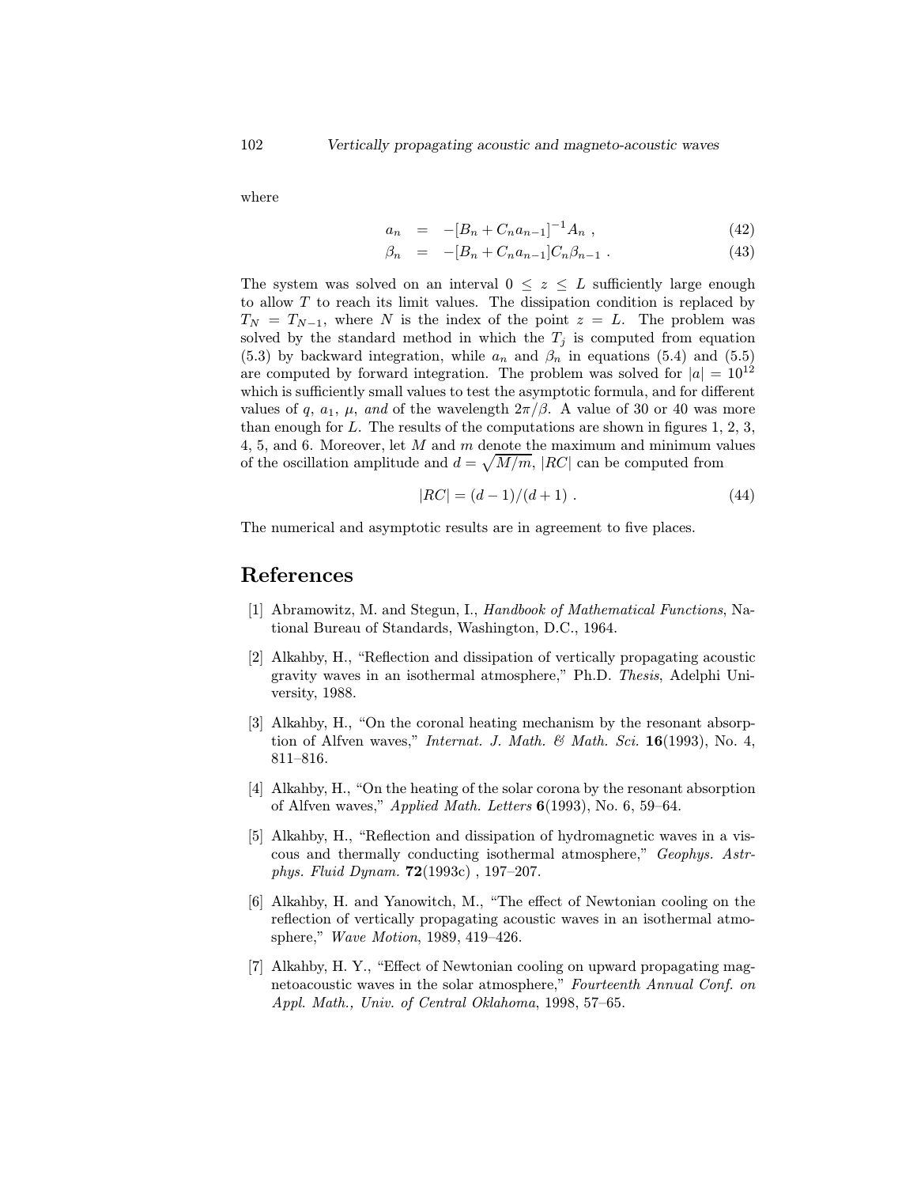where

$$a_n = -[B_n + C_n a_{n-1}]^{-1} A_n \ , \tag{42}$$

$$\beta_n = -[B_n + C_n a_{n-1}] C_n \beta_{n-1} \ . \tag{43}$$

The system was solved on an interval $0 \leq z \leq L$ sufficiently large enough to allow $T$ to reach its limit values. The dissipation condition is replaced by $T_N = T_{N-1}$, where $N$ is the index of the point $z = L$. The problem was solved by the standard method in which the $T_j$ is computed from equation (5.3) by backward integration, while $a_n$ and $\beta_n$ in equations (5.4) and (5.5) are computed by forward integration. The problem was solved for $|a| = 10^{12}$ which is sufficiently small values to test the asymptotic formula, and for different values of $q$, $a_1$, $\mu$, *and* of the wavelength $2\pi/\beta$. A value of 30 or 40 was more than enough for $L$. The results of the computations are shown in figures 1, 2, 3, 4, 5, and 6. Moreover, let $M$ and $m$ denote the maximum and minimum values of the oscillation amplitude and $d = \sqrt{M/m}$, $|RC|$ can be computed from

$$|RC| = (d-1)/(d+1) \ . \tag{44}$$

The numerical and asymptotic results are in agreement to five places.

# References

[1] Abramowitz, M. and Stegun, I., *Handbook of Mathematical Functions*, National Bureau of Standards, Washington, D.C., 1964.

[2] Alkahby, H., "Reflection and dissipation of vertically propagating acoustic gravity waves in an isothermal atmosphere," Ph.D. *Thesis*, Adelphi University, 1988.

[3] Alkahby, H., "On the coronal heating mechanism by the resonant absorption of Alfven waves," *Internat. J. Math. & Math. Sci.* **16**(1993), No. 4, 811–816.

[4] Alkahby, H., "On the heating of the solar corona by the resonant absorption of Alfven waves," *Applied Math. Letters* **6**(1993), No. 6, 59–64.

[5] Alkahby, H., "Reflection and dissipation of hydromagnetic waves in a viscous and thermally conducting isothermal atmosphere," *Geophys. Astrphys. Fluid Dynam.* **72**(1993c) , 197–207.

[6] Alkahby, H. and Yanowitch, M., "The effect of Newtonian cooling on the reflection of vertically propagating acoustic waves in an isothermal atmosphere," *Wave Motion*, 1989, 419–426.

[7] Alkahby, H. Y., "Effect of Newtonian cooling on upward propagating magnetoacoustic waves in the solar atmosphere," *Fourteenth Annual Conf. on Appl. Math., Univ. of Central Oklahoma*, 1998, 57–65.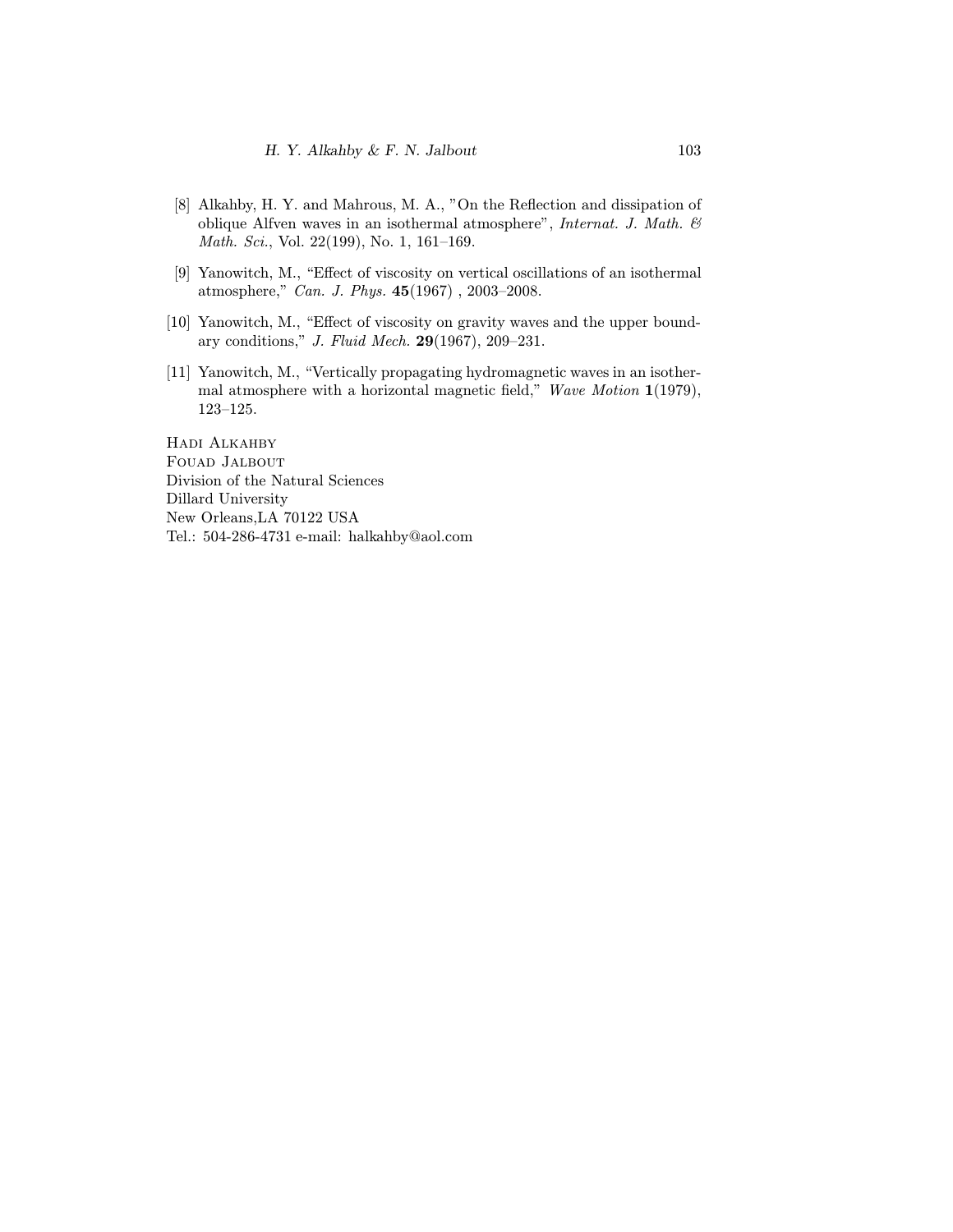[8] Alkahby, H. Y. and Mahrous, M. A., "On the Reflection and dissipation of oblique Alfven waves in an isothermal atmosphere", *Internat. J. Math. & Math. Sci.*, Vol. 22(199), No. 1, 161–169.

[9] Yanowitch, M., "Effect of viscosity on vertical oscillations of an isothermal atmosphere," *Can. J. Phys.* **45**(1967) , 2003–2008.

[10] Yanowitch, M., "Effect of viscosity on gravity waves and the upper boundary conditions," *J. Fluid Mech.* **29**(1967), 209–231.

[11] Yanowitch, M., "Vertically propagating hydromagnetic waves in an isothermal atmosphere with a horizontal magnetic field," *Wave Motion* **1**(1979), 123–125.

Hadi Alkahby
Fouad Jalbout
Division of the Natural Sciences
Dillard University
New Orleans,LA 70122 USA
Tel.: 504-286-4731 e-mail: halkahby@aol.com